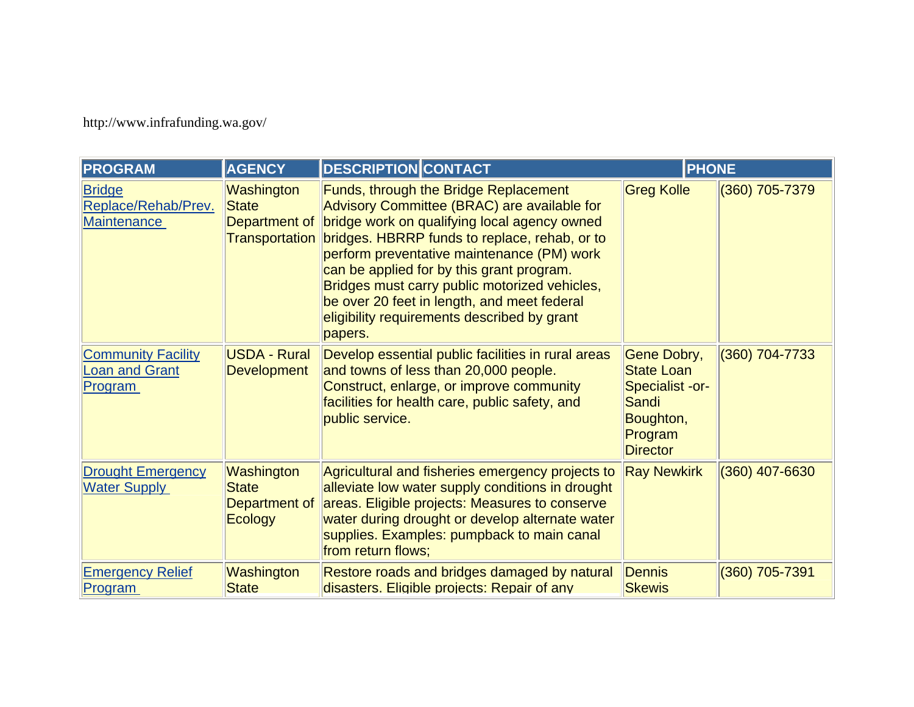http://www.infrafunding.wa.gov/

| PROGRAM | AGENCY | DESCRIPTION | CONTACT | PHONE |
|---|---|---|---|---|
| Bridge Replace/Rehab/Prev. Maintenance | Washington State Department of Transportation | Funds, through the Bridge Replacement Advisory Committee (BRAC) are available for bridge work on qualifying local agency owned bridges. HBRRP funds to replace, rehab, or to perform preventative maintenance (PM) work can be applied for by this grant program. Bridges must carry public motorized vehicles, be over 20 feet in length, and meet federal eligibility requirements described by grant papers. | Greg Kolle | (360) 705-7379 |
| Community Facility Loan and Grant Program | USDA - Rural Development | Develop essential public facilities in rural areas and towns of less than 20,000 people. Construct, enlarge, or improve community facilities for health care, public safety, and public service. | Gene Dobry, State Loan Specialist -or- Sandi Boughton, Program Director | (360) 704-7733 |
| Drought Emergency Water Supply | Washington State Department of Ecology | Agricultural and fisheries emergency projects to alleviate low water supply conditions in drought areas. Eligible projects: Measures to conserve water during drought or develop alternate water supplies. Examples: pumpback to main canal from return flows; | Ray Newkirk | (360) 407-6630 |
| Emergency Relief Program | Washington State | Restore roads and bridges damaged by natural disasters. Eligible projects: Repair of any | Dennis Skewis | (360) 705-7391 |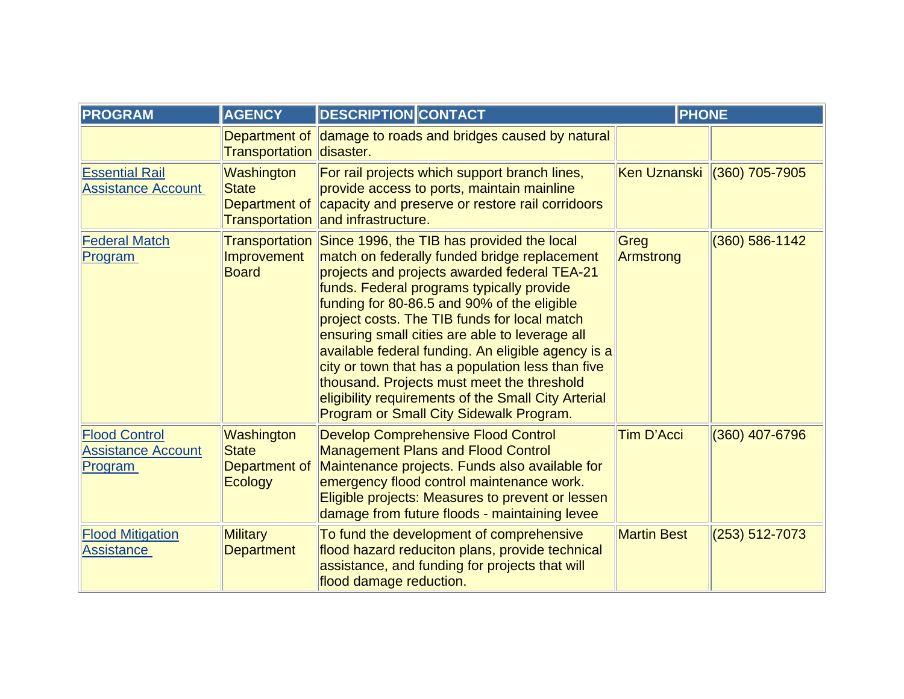| PROGRAM | AGENCY | DESCRIPTION | CONTACT | PHONE |
|---|---|---|---|---|
| | Department of Transportation | damage to roads and bridges caused by natural disaster. | | |
| Essential Rail Assistance Account | Washington State Department of Transportation | For rail projects which support branch lines, provide access to ports, maintain mainline capacity and preserve or restore rail corridoors and infrastructure. | Ken Uznanski | (360) 705-7905 |
| Federal Match Program | Transportation Improvement Board | Since 1996, the TIB has provided the local match on federally funded bridge replacement projects and projects awarded federal TEA-21 funds. Federal programs typically provide funding for 80-86.5 and 90% of the eligible project costs. The TIB funds for local match ensuring small cities are able to leverage all available federal funding. An eligible agency is a city or town that has a population less than five thousand. Projects must meet the threshold eligibility requirements of the Small City Arterial Program or Small City Sidewalk Program. | Greg Armstrong | (360) 586-1142 |
| Flood Control Assistance Account Program | Washington State Department of Ecology | Develop Comprehensive Flood Control Management Plans and Flood Control Maintenance projects. Funds also available for emergency flood control maintenance work. Eligible projects: Measures to prevent or lessen damage from future floods - maintaining levee | Tim D'Acci | (360) 407-6796 |
| Flood Mitigation Assistance | Military Department | To fund the development of comprehensive flood hazard reduciton plans, provide technical assistance, and funding for projects that will flood damage reduction. | Martin Best | (253) 512-7073 |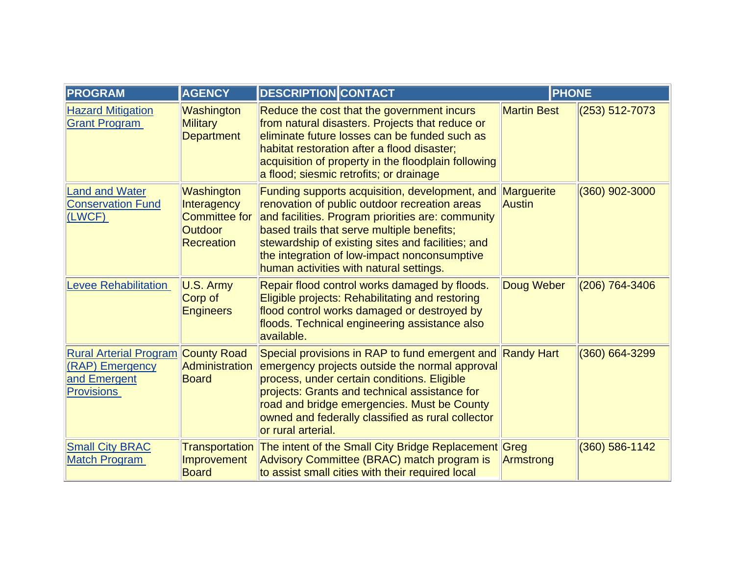| PROGRAM | AGENCY | DESCRIPTION | CONTACT | PHONE |
|---|---|---|---|---|
| Hazard Mitigation Grant Program | Washington Military Department | Reduce the cost that the government incurs from natural disasters. Projects that reduce or eliminate future losses can be funded such as habitat restoration after a flood disaster; acquisition of property in the floodplain following a flood; siesmic retrofits; or drainage | Martin Best | (253) 512-7073 |
| Land and Water Conservation Fund (LWCF) | Washington Interagency Committee for Outdoor Recreation | Funding supports acquisition, development, and renovation of public outdoor recreation areas and facilities. Program priorities are: community based trails that serve multiple benefits; stewardship of existing sites and facilities; and the integration of low-impact nonconsumptive human activities with natural settings. | Marguerite Austin | (360) 902-3000 |
| Levee Rehabilitation | U.S. Army Corp of Engineers | Repair flood control works damaged by floods. Eligible projects: Rehabilitating and restoring flood control works damaged or destroyed by floods. Technical engineering assistance also available. | Doug Weber | (206) 764-3406 |
| Rural Arterial Program (RAP) Emergency and Emergent Provisions | County Road Administration Board | Special provisions in RAP to fund emergent and emergency projects outside the normal approval process, under certain conditions. Eligible projects: Grants and technical assistance for road and bridge emergencies. Must be County owned and federally classified as rural collector or rural arterial. | Randy Hart | (360) 664-3299 |
| Small City BRAC Match Program | Transportation Improvement Board | The intent of the Small City Bridge Replacement Advisory Committee (BRAC) match program is to assist small cities with their required local | Greg Armstrong | (360) 586-1142 |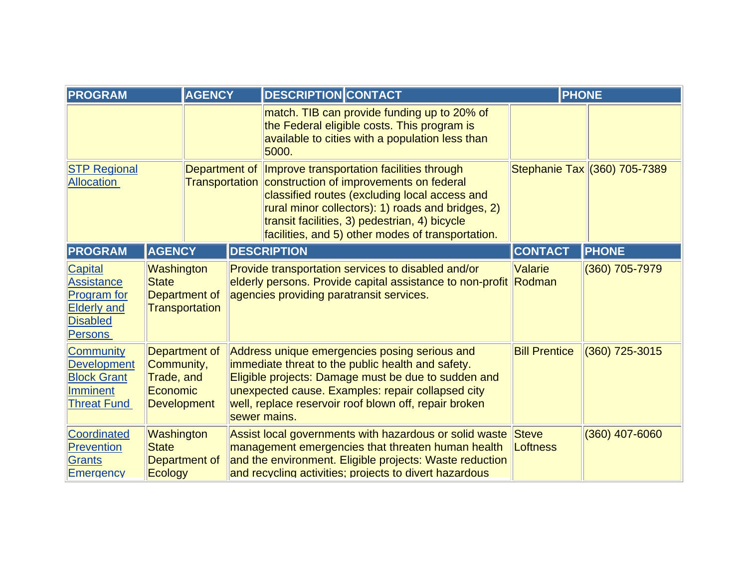| PROGRAM | AGENCY | DESCRIPTION | CONTACT | PHONE |
|---|---|---|---|---|
| | | match. TIB can provide funding up to 20% of the Federal eligible costs. This program is available to cities with a population less than 5000. | | |
| STP Regional Allocation | Department of Transportation | Improve transportation facilities through construction of improvements on federal classified routes (excluding local access and rural minor collectors): 1) roads and bridges, 2) transit facilities, 3) pedestrian, 4) bicycle facilities, and 5) other modes of transportation. | Stephanie Tax | (360) 705-7389 |

| PROGRAM | AGENCY | DESCRIPTION | CONTACT | PHONE |
|---|---|---|---|---|
| Capital Assistance Program for Elderly and Disabled Persons | Washington State Department of Transportation | Provide transportation services to disabled and/or elderly persons. Provide capital assistance to non-profit agencies providing paratransit services. | Valarie Rodman | (360) 705-7979 |
| Community Development Block Grant Imminent Threat Fund | Department of Community, Trade, and Economic Development | Address unique emergencies posing serious and immediate threat to the public health and safety. Eligible projects: Damage must be due to sudden and unexpected cause. Examples: repair collapsed city well, replace reservoir roof blown off, repair broken sewer mains. | Bill Prentice | (360) 725-3015 |
| Coordinated Prevention Grants Emergency | Washington State Department of Ecology | Assist local governments with hazardous or solid waste management emergencies that threaten human health and the environment. Eligible projects: Waste reduction and recycling activities; projects to divert hazardous | Steve Loftness | (360) 407-6060 |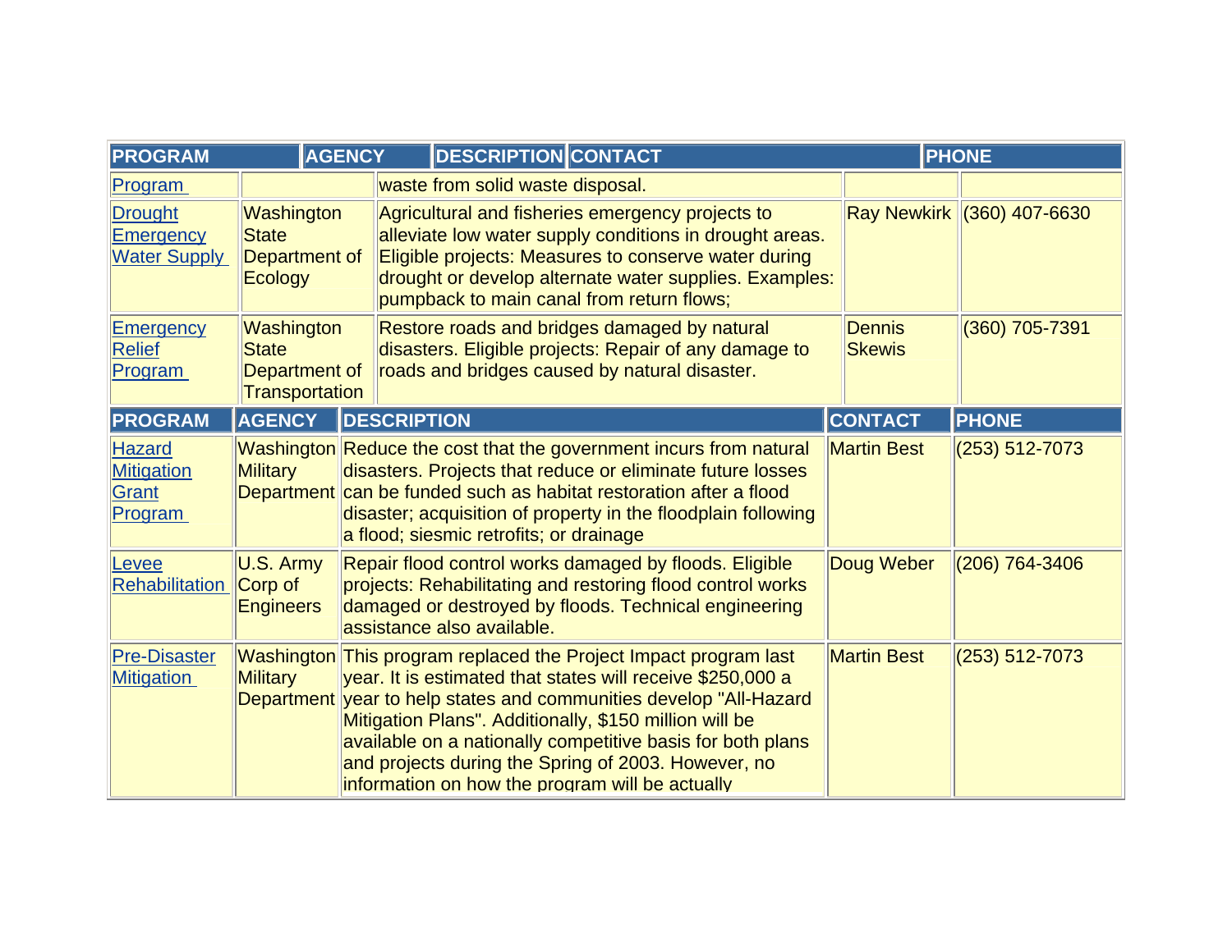| PROGRAM | AGENCY | DESCRIPTION | CONTACT | PHONE |
|---|---|---|---|---|
| Program | | waste from solid waste disposal. | | |
| Drought Emergency Water Supply | Washington State Department of Ecology | Agricultural and fisheries emergency projects to alleviate low water supply conditions in drought areas. Eligible projects: Measures to conserve water during drought or develop alternate water supplies. Examples: pumpback to main canal from return flows; | Ray Newkirk | (360) 407-6630 |
| Emergency Relief Program | Washington State Department of Transportation | Restore roads and bridges damaged by natural disasters. Eligible projects: Repair of any damage to roads and bridges caused by natural disaster. | Dennis Skewis | (360) 705-7391 |

| PROGRAM | AGENCY | DESCRIPTION | CONTACT | PHONE |
|---|---|---|---|---|
| Hazard Mitigation Grant Program | Washington Military Department | Reduce the cost that the government incurs from natural disasters. Projects that reduce or eliminate future losses can be funded such as habitat restoration after a flood disaster; acquisition of property in the floodplain following a flood; siesmic retrofits; or drainage | Martin Best | (253) 512-7073 |
| Levee Rehabilitation | U.S. Army Corp of Engineers | Repair flood control works damaged by floods. Eligible projects: Rehabilitating and restoring flood control works damaged or destroyed by floods. Technical engineering assistance also available. | Doug Weber | (206) 764-3406 |
| Pre-Disaster Mitigation | Washington Military Department | This program replaced the Project Impact program last year. It is estimated that states will receive $250,000 a year to help states and communities develop "All-Hazard Mitigation Plans". Additionally, $150 million will be available on a nationally competitive basis for both plans and projects during the Spring of 2003. However, no information on how the program will be actually | Martin Best | (253) 512-7073 |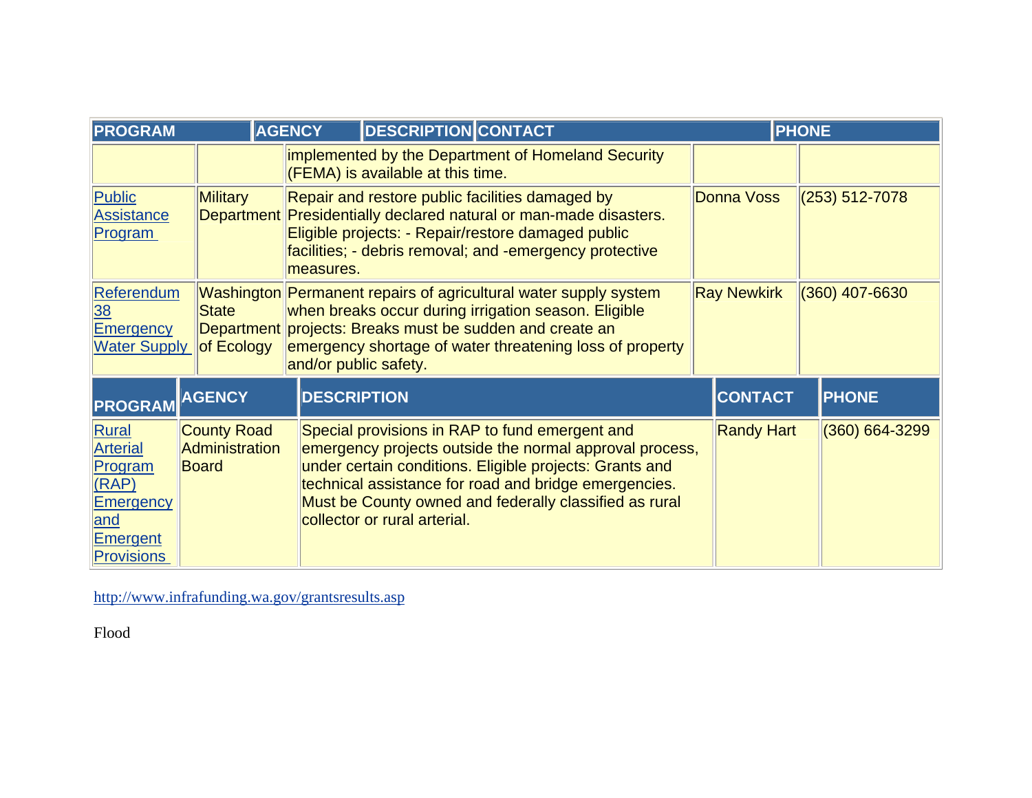| PROGRAM | AGENCY | DESCRIPTION | CONTACT | PHONE |
|---|---|---|---|---|
| | | implemented by the Department of Homeland Security (FEMA) is available at this time. | | |
| Public Assistance Program | Military Department | Repair and restore public facilities damaged by Presidentially declared natural or man-made disasters. Eligible projects: - Repair/restore damaged public facilities; - debris removal; and -emergency protective measures. | Donna Voss | (253) 512-7078 |
| Referendum 38 Emergency Water Supply | Washington State Department of Ecology | Permanent repairs of agricultural water supply system when breaks occur during irrigation season. Eligible projects: Breaks must be sudden and create an emergency shortage of water threatening loss of property and/or public safety. | Ray Newkirk | (360) 407-6630 |

| PROGRAM | AGENCY | DESCRIPTION | CONTACT | PHONE |
|---|---|---|---|---|
| Rural Arterial Program (RAP) Emergency and Emergent Provisions | County Road Administration Board | Special provisions in RAP to fund emergent and emergency projects outside the normal approval process, under certain conditions. Eligible projects: Grants and technical assistance for road and bridge emergencies. Must be County owned and federally classified as rural collector or rural arterial. | Randy Hart | (360) 664-3299 |

http://www.infrafunding.wa.gov/grantsresults.asp

Flood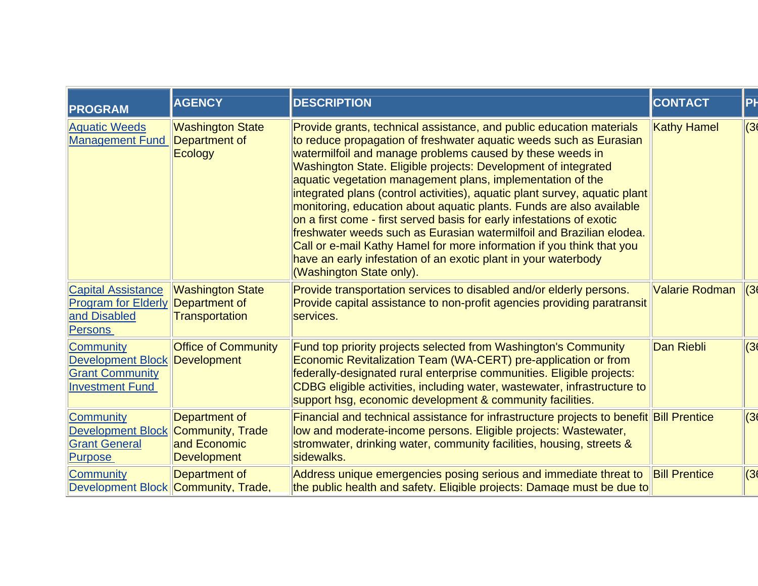| PROGRAM | AGENCY | DESCRIPTION | CONTACT | PH |
| --- | --- | --- | --- | --- |
| Aquatic Weeds Management Fund | Washington State Department of Ecology | Provide grants, technical assistance, and public education materials to reduce propagation of freshwater aquatic weeds such as Eurasian watermilfoil and manage problems caused by these weeds in Washington State. Eligible projects: Development of integrated aquatic vegetation management plans, implementation of the integrated plans (control activities), aquatic plant survey, aquatic plant monitoring, education about aquatic plants. Funds are also available on a first come - first served basis for early infestations of exotic freshwater weeds such as Eurasian watermilfoil and Brazilian elodea. Call or e-mail Kathy Hamel for more information if you think that you have an early infestation of an exotic plant in your waterbody (Washington State only). | Kathy Hamel | (36 |
| Capital Assistance Program for Elderly and Disabled Persons | Washington State Department of Transportation | Provide transportation services to disabled and/or elderly persons. Provide capital assistance to non-profit agencies providing paratransit services. | Valarie Rodman | (36 |
| Community Development Block Grant Community Investment Fund | Office of Community Development | Fund top priority projects selected from Washington's Community Economic Revitalization Team (WA-CERT) pre-application or from federally-designated rural enterprise communities. Eligible projects: CDBG eligible activities, including water, wastewater, infrastructure to support hsg, economic development & community facilities. | Dan Riebli | (36 |
| Community Development Block Grant General Purpose | Department of Community, Trade and Economic Development | Financial and technical assistance for infrastructure projects to benefit low and moderate-income persons. Eligible projects: Wastewater, stromwater, drinking water, community facilities, housing, streets & sidewalks. | Bill Prentice | (36 |
| Community Development Block | Department of Community, Trade, | Address unique emergencies posing serious and immediate threat to the public health and safety. Eligible projects: Damage must be due to | Bill Prentice | (36 |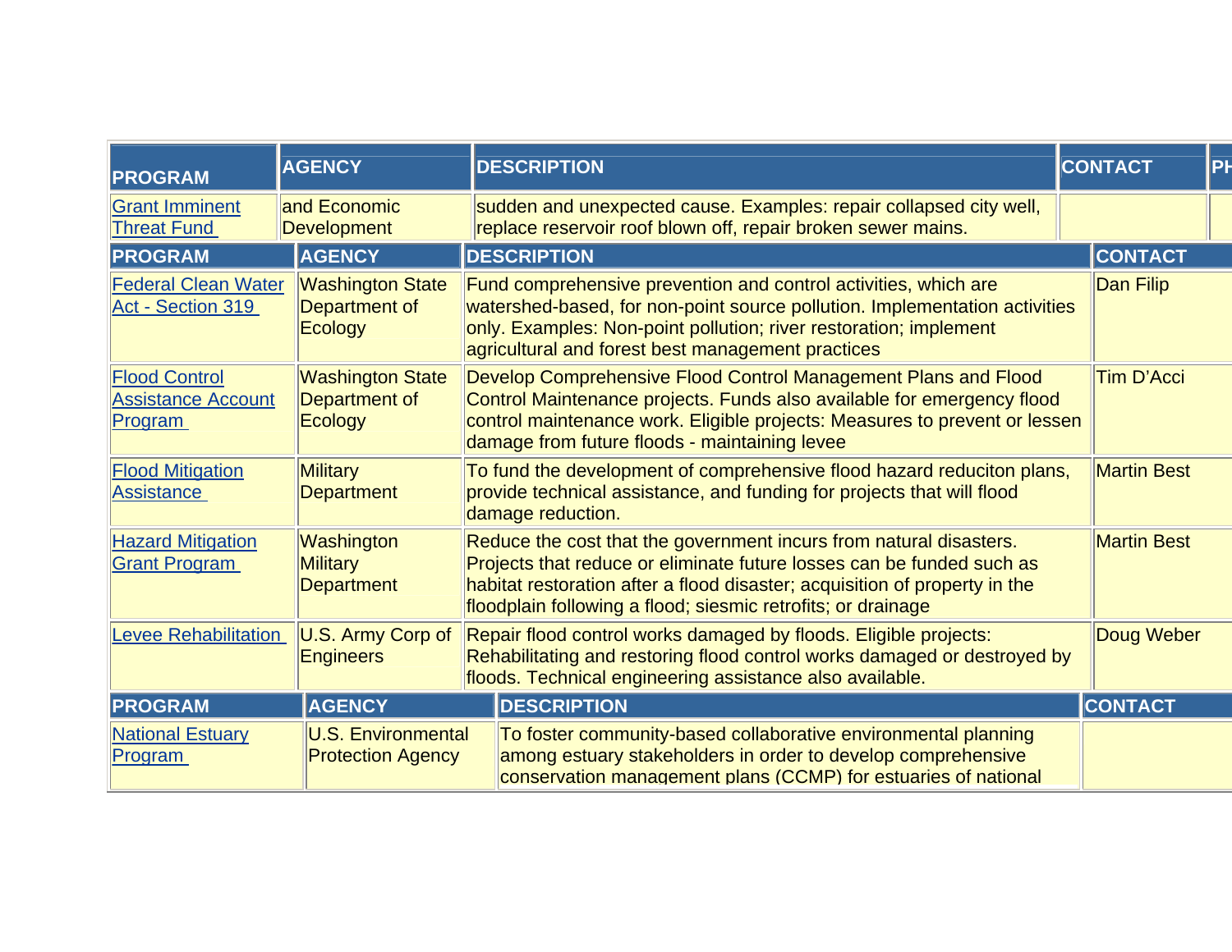| PROGRAM | AGENCY | DESCRIPTION | CONTACT | PH |
|---|---|---|---|---|
| Grant Imminent Threat Fund | and Economic Development | sudden and unexpected cause. Examples: repair collapsed city well, replace reservoir roof blown off, repair broken sewer mains. | | |

| PROGRAM | AGENCY | DESCRIPTION | CONTACT |
|---|---|---|---|
| Federal Clean Water Act - Section 319 | Washington State Department of Ecology | Fund comprehensive prevention and control activities, which are watershed-based, for non-point source pollution. Implementation activities only. Examples: Non-point pollution; river restoration; implement agricultural and forest best management practices | Dan Filip |
| Flood Control Assistance Account Program | Washington State Department of Ecology | Develop Comprehensive Flood Control Management Plans and Flood Control Maintenance projects. Funds also available for emergency flood control maintenance work. Eligible projects: Measures to prevent or lessen damage from future floods - maintaining levee | Tim D'Acci |
| Flood Mitigation Assistance | Military Department | To fund the development of comprehensive flood hazard reduciton plans, provide technical assistance, and funding for projects that will flood damage reduction. | Martin Best |
| Hazard Mitigation Grant Program | Washington Military Department | Reduce the cost that the government incurs from natural disasters. Projects that reduce or eliminate future losses can be funded such as habitat restoration after a flood disaster; acquisition of property in the floodplain following a flood; siesmic retrofits; or drainage | Martin Best |
| Levee Rehabilitation | U.S. Army Corp of Engineers | Repair flood control works damaged by floods. Eligible projects: Rehabilitating and restoring flood control works damaged or destroyed by floods. Technical engineering assistance also available. | Doug Weber |

| PROGRAM | AGENCY | DESCRIPTION | CONTACT |
|---|---|---|---|
| National Estuary Program | U.S. Environmental Protection Agency | To foster community-based collaborative environmental planning among estuary stakeholders in order to develop comprehensive conservation management plans (CCMP) for estuaries of national | |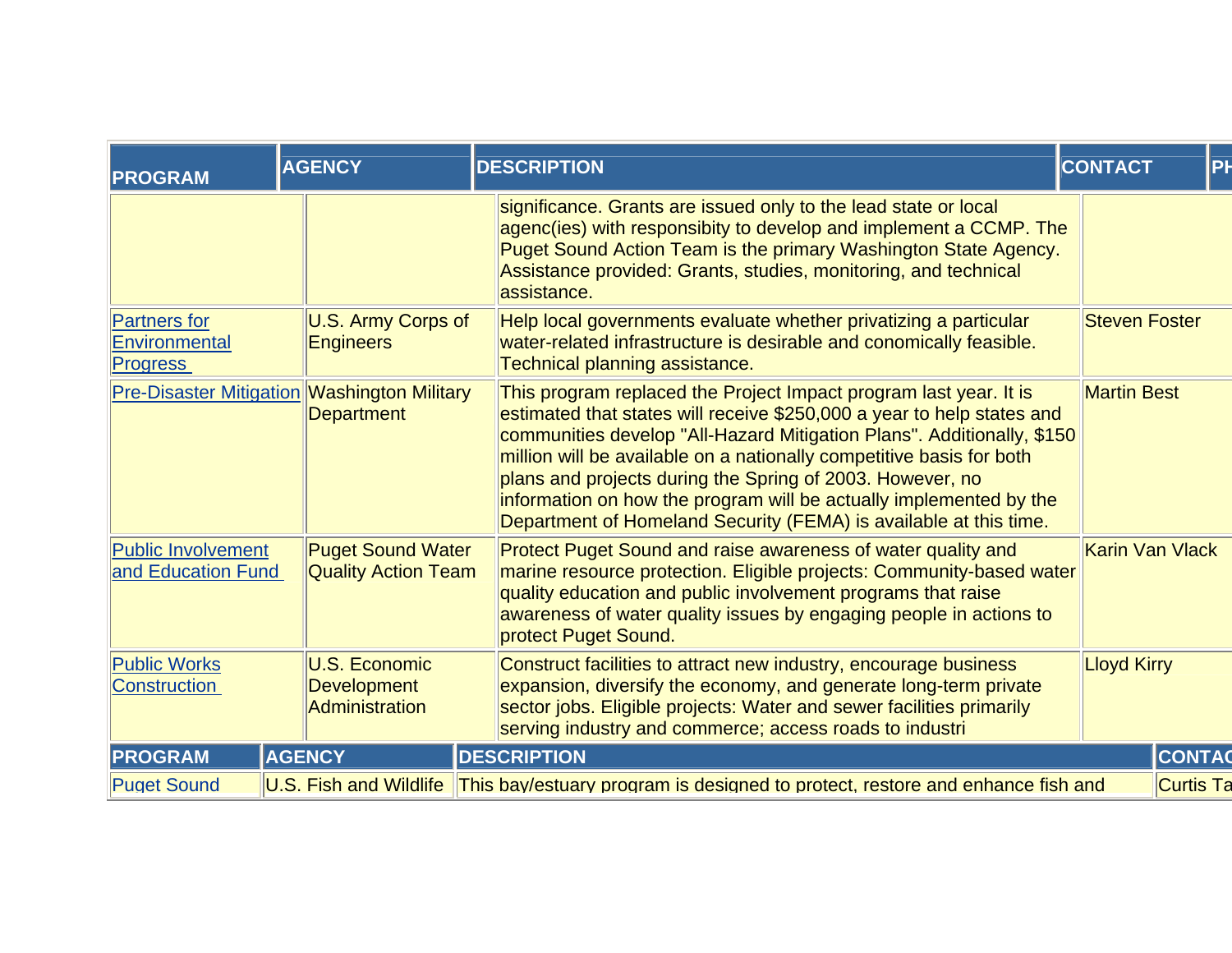| PROGRAM | AGENCY | DESCRIPTION | CONTACT | PH |
|---|---|---|---|---|
| | | significance. Grants are issued only to the lead state or local agenc(ies) with responsibity to develop and implement a CCMP. The Puget Sound Action Team is the primary Washington State Agency. Assistance provided: Grants, studies, monitoring, and technical assistance. | | |
| Partners for Environmental Progress | U.S. Army Corps of Engineers | Help local governments evaluate whether privatizing a particular water-related infrastructure is desirable and conomically feasible. Technical planning assistance. | Steven Foster | |
| Pre-Disaster Mitigation | Washington Military Department | This program replaced the Project Impact program last year. It is estimated that states will receive $250,000 a year to help states and communities develop "All-Hazard Mitigation Plans". Additionally, $150 million will be available on a nationally competitive basis for both plans and projects during the Spring of 2003. However, no information on how the program will be actually implemented by the Department of Homeland Security (FEMA) is available at this time. | Martin Best | |
| Public Involvement and Education Fund | Puget Sound Water Quality Action Team | Protect Puget Sound and raise awareness of water quality and marine resource protection. Eligible projects: Community-based water quality education and public involvement programs that raise awareness of water quality issues by engaging people in actions to protect Puget Sound. | Karin Van Vlack | |
| Public Works Construction | U.S. Economic Development Administration | Construct facilities to attract new industry, encourage business expansion, diversify the economy, and generate long-term private sector jobs. Eligible projects: Water and sewer facilities primarily serving industry and commerce; access roads to industri | Lloyd Kirry | |

| PROGRAM | AGENCY | DESCRIPTION | CONTAC |
|---|---|---|---|
| Puget Sound | U.S. Fish and Wildlife | This bay/estuary program is designed to protect, restore and enhance fish and | Curtis Ta |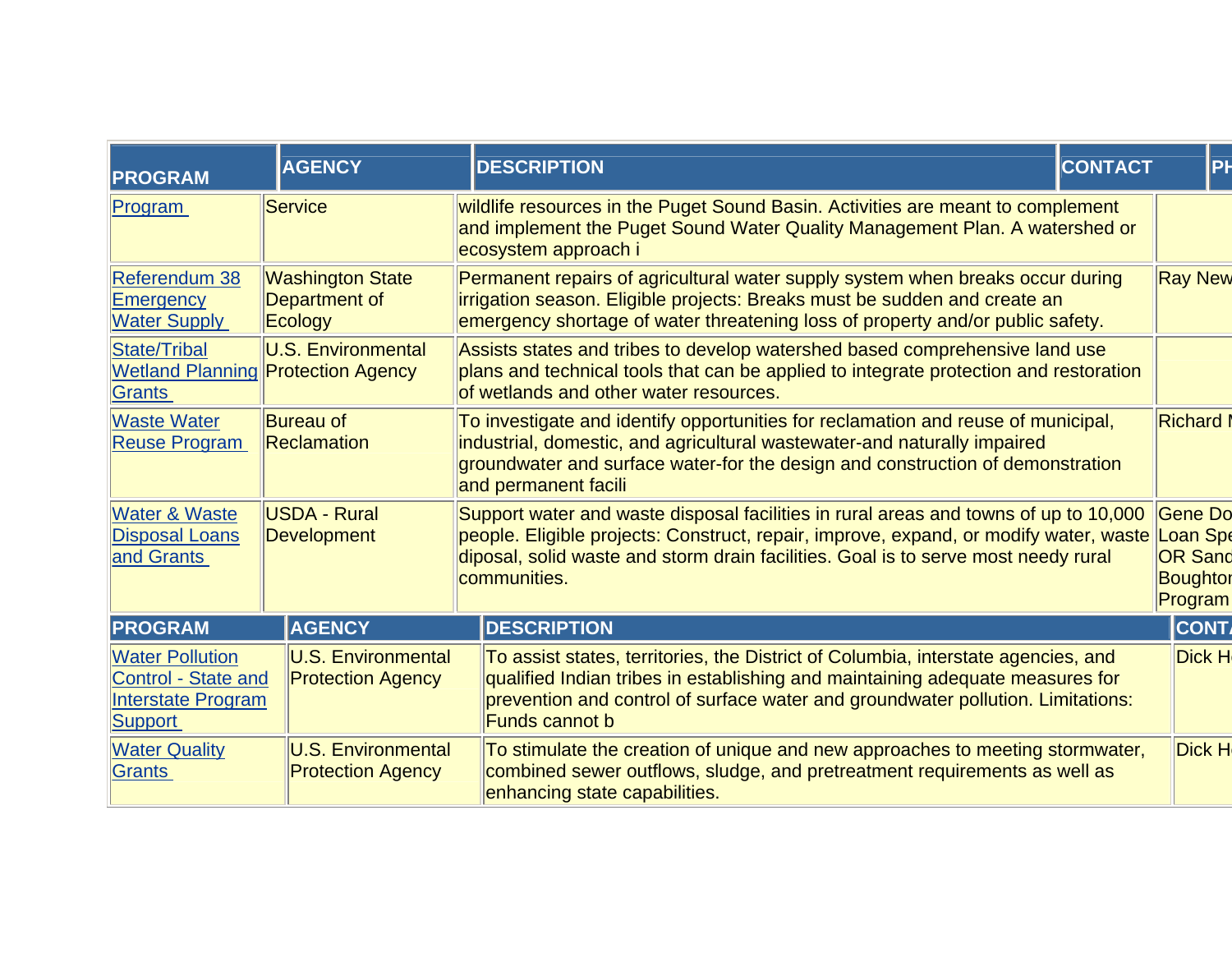| PROGRAM | AGENCY | DESCRIPTION | CONTACT | PH |
|---|---|---|---|---|
| Program | Service | wildlife resources in the Puget Sound Basin. Activities are meant to complement and implement the Puget Sound Water Quality Management Plan. A watershed or ecosystem approach i | | |
| Referendum 38 Emergency Water Supply | Washington State Department of Ecology | Permanent repairs of agricultural water supply system when breaks occur during irrigation season. Eligible projects: Breaks must be sudden and create an emergency shortage of water threatening loss of property and/or public safety. | Ray New | |
| State/Tribal Wetland Planning Grants | U.S. Environmental Protection Agency | Assists states and tribes to develop watershed based comprehensive land use plans and technical tools that can be applied to integrate protection and restoration of wetlands and other water resources. | | |
| Waste Water Reuse Program | Bureau of Reclamation | To investigate and identify opportunities for reclamation and reuse of municipal, industrial, domestic, and agricultural wastewater-and naturally impaired groundwater and surface water-for the design and construction of demonstration and permanent facili | Richard I | |
| Water & Waste Disposal Loans and Grants | USDA - Rural Development | Support water and waste disposal facilities in rural areas and towns of up to 10,000 people. Eligible projects: Construct, repair, improve, expand, or modify water, waste diposal, solid waste and storm drain facilities. Goal is to serve most needy rural communities. | Gene Do Loan Spe OR Sand Boughtor Program | |

| PROGRAM | AGENCY | DESCRIPTION | CONTA |
|---|---|---|---|
| Water Pollution Control - State and Interstate Program Support | U.S. Environmental Protection Agency | To assist states, territories, the District of Columbia, interstate agencies, and qualified Indian tribes in establishing and maintaining adequate measures for prevention and control of surface water and groundwater pollution. Limitations: Funds cannot b | Dick H |
| Water Quality Grants | U.S. Environmental Protection Agency | To stimulate the creation of unique and new approaches to meeting stormwater, combined sewer outflows, sludge, and pretreatment requirements as well as enhancing state capabilities. | Dick H |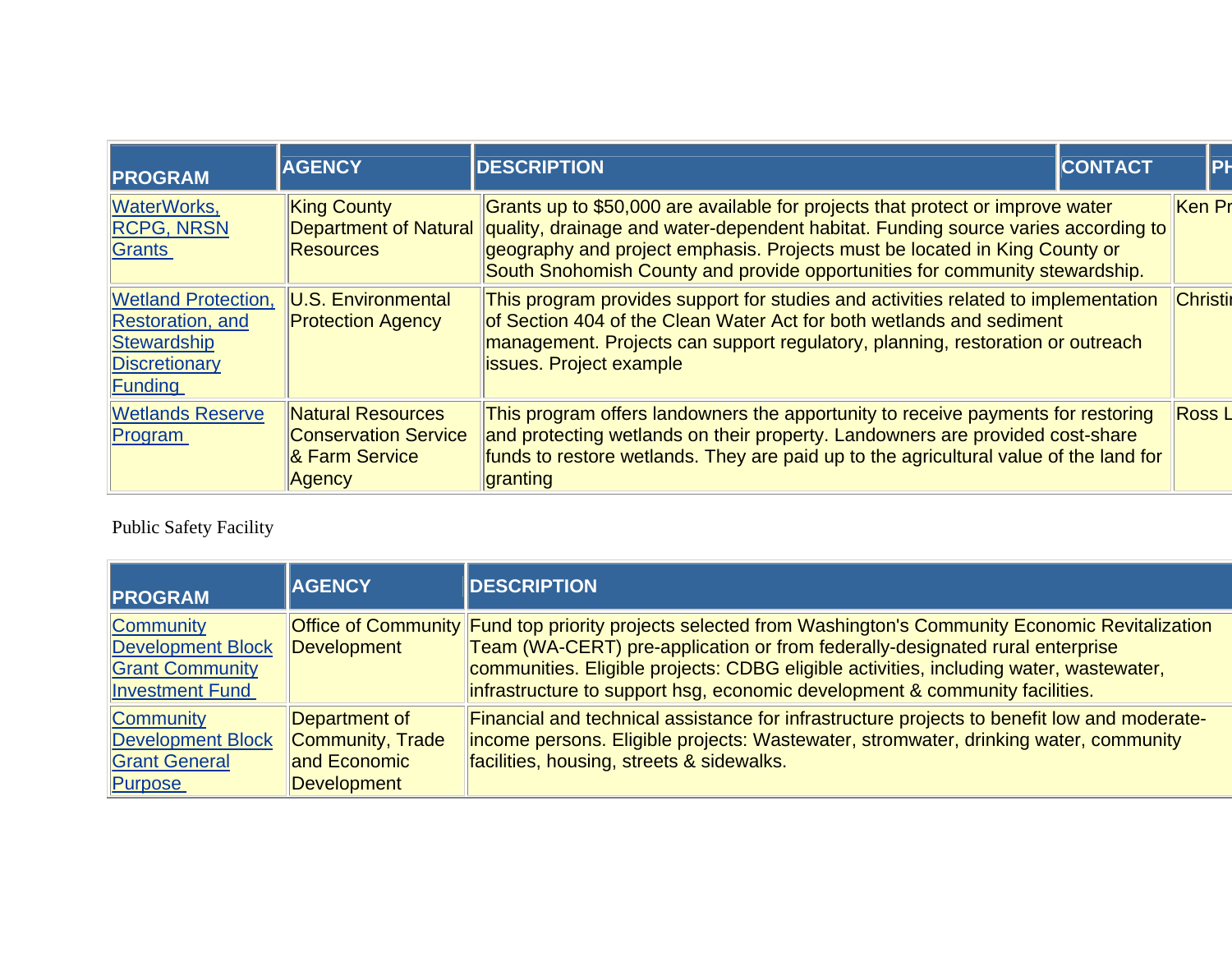| PROGRAM | AGENCY | DESCRIPTION | CONTACT | PH |
|---|---|---|---|---|
| WaterWorks, RCPG, NRSN Grants | King County Department of Natural Resources | Grants up to $50,000 are available for projects that protect or improve water quality, drainage and water-dependent habitat. Funding source varies according to geography and project emphasis. Projects must be located in King County or South Snohomish County and provide opportunities for community stewardship. | Ken Pr | |
| Wetland Protection, Restoration, and Stewardship Discretionary Funding | U.S. Environmental Protection Agency | This program provides support for studies and activities related to implementation of Section 404 of the Clean Water Act for both wetlands and sediment management. Projects can support regulatory, planning, restoration or outreach issues. Project example | Christi | |
| Wetlands Reserve Program | Natural Resources Conservation Service & Farm Service Agency | This program offers landowners the opportunity to receive payments for restoring and protecting wetlands on their property. Landowners are provided cost-share funds to restore wetlands. They are paid up to the agricultural value of the land for granting | Ross L | |

Public Safety Facility

| PROGRAM | AGENCY | DESCRIPTION |
|---|---|---|
| Community Development Block Grant Community Investment Fund | Office of Community Development | Fund top priority projects selected from Washington's Community Economic Revitalization Team (WA-CERT) pre-application or from federally-designated rural enterprise communities. Eligible projects: CDBG eligible activities, including water, wastewater, infrastructure to support hsg, economic development & community facilities. |
| Community Development Block Grant General Purpose | Department of Community, Trade and Economic Development | Financial and technical assistance for infrastructure projects to benefit low and moderate-income persons. Eligible projects: Wastewater, stromwater, drinking water, community facilities, housing, streets & sidewalks. |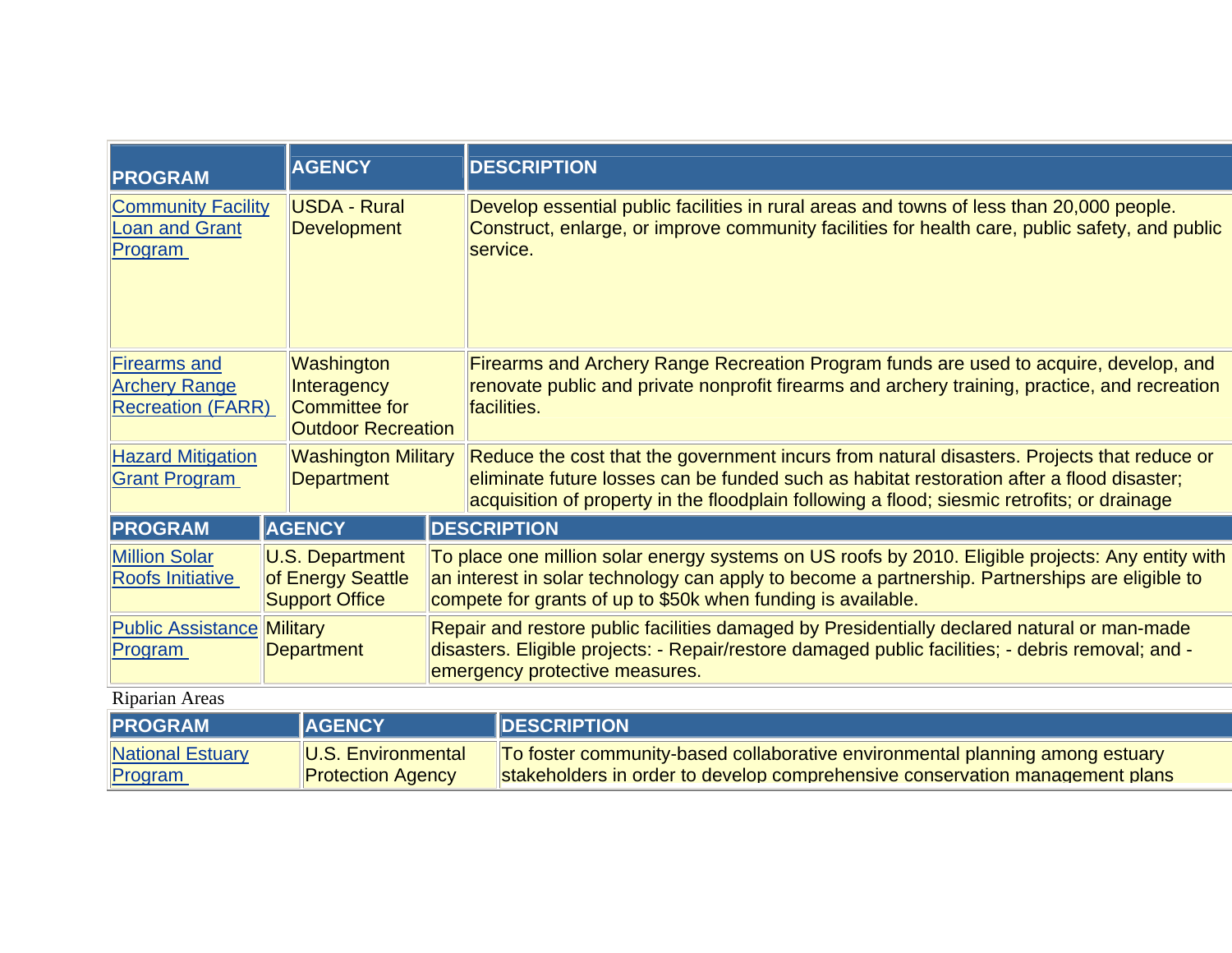| PROGRAM | AGENCY | DESCRIPTION |
|---|---|---|
| Community Facility Loan and Grant Program | USDA - Rural Development | Develop essential public facilities in rural areas and towns of less than 20,000 people. Construct, enlarge, or improve community facilities for health care, public safety, and public service. |
| Firearms and Archery Range Recreation (FARR) | Washington Interagency Committee for Outdoor Recreation | Firearms and Archery Range Recreation Program funds are used to acquire, develop, and renovate public and private nonprofit firearms and archery training, practice, and recreation facilities. |
| Hazard Mitigation Grant Program | Washington Military Department | Reduce the cost that the government incurs from natural disasters. Projects that reduce or eliminate future losses can be funded such as habitat restoration after a flood disaster; acquisition of property in the floodplain following a flood; siesmic retrofits; or drainage |

| PROGRAM | AGENCY | DESCRIPTION |
|---|---|---|
| Million Solar Roofs Initiative | U.S. Department of Energy Seattle Support Office | To place one million solar energy systems on US roofs by 2010. Eligible projects: Any entity with an interest in solar technology can apply to become a partnership. Partnerships are eligible to compete for grants of up to $50k when funding is available. |
| Public Assistance Program | Military Department | Repair and restore public facilities damaged by Presidentially declared natural or man-made disasters. Eligible projects: - Repair/restore damaged public facilities; - debris removal; and - emergency protective measures. |

Riparian Areas

| PROGRAM | AGENCY | DESCRIPTION |
|---|---|---|
| National Estuary Program | U.S. Environmental Protection Agency | To foster community-based collaborative environmental planning among estuary stakeholders in order to develop comprehensive conservation management plans |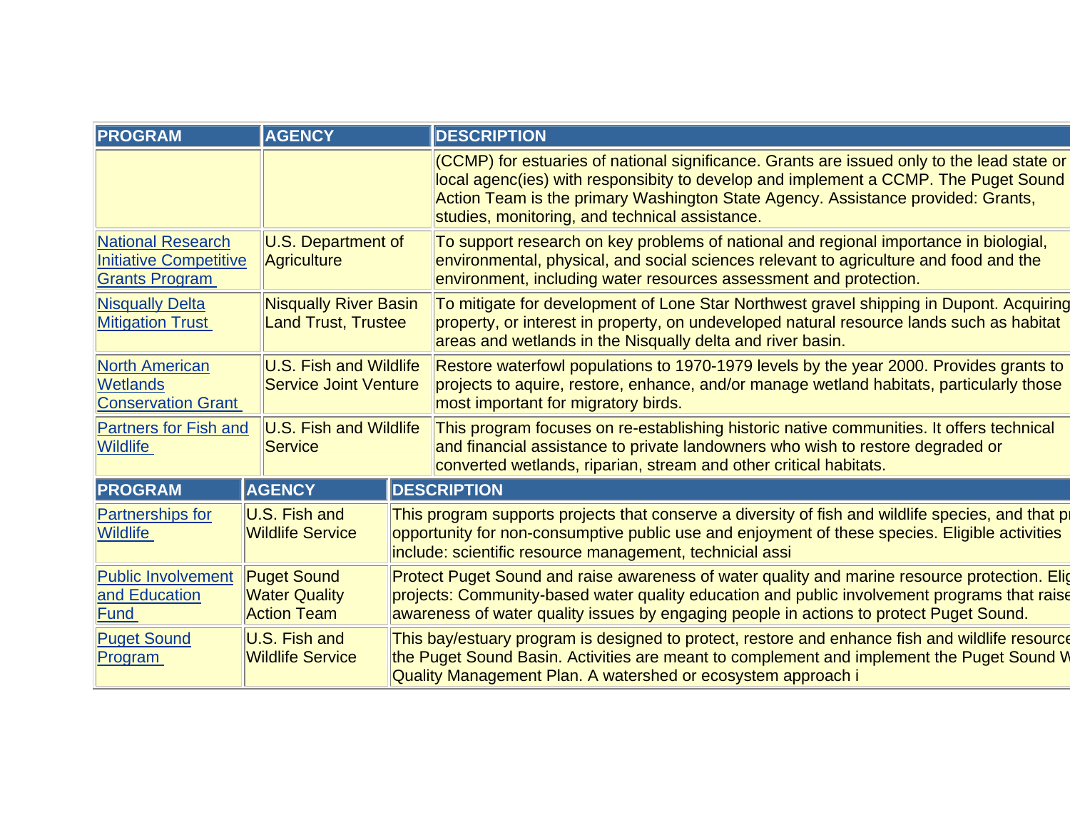| PROGRAM | AGENCY | DESCRIPTION |
| --- | --- | --- |
| | | (CCMP) for estuaries of national significance. Grants are issued only to the lead state or local agenc(ies) with responsibity to develop and implement a CCMP. The Puget Sound Action Team is the primary Washington State Agency. Assistance provided: Grants, studies, monitoring, and technical assistance. |
| National Research Initiative Competitive Grants Program | U.S. Department of Agriculture | To support research on key problems of national and regional importance in biologial, environmental, physical, and social sciences relevant to agriculture and food and the environment, including water resources assessment and protection. |
| Nisqually Delta Mitigation Trust | Nisqually River Basin Land Trust, Trustee | To mitigate for development of Lone Star Northwest gravel shipping in Dupont. Acquiring property, or interest in property, on undeveloped natural resource lands such as habitat areas and wetlands in the Nisqually delta and river basin. |
| North American Wetlands Conservation Grant | U.S. Fish and Wildlife Service Joint Venture | Restore waterfowl populations to 1970-1979 levels by the year 2000. Provides grants to projects to aquire, restore, enhance, and/or manage wetland habitats, particularly those most important for migratory birds. |
| Partners for Fish and Wildlife | U.S. Fish and Wildlife Service | This program focuses on re-establishing historic native communities. It offers technical and financial assistance to private landowners who wish to restore degraded or converted wetlands, riparian, stream and other critical habitats. |
| Partnerships for Wildlife | U.S. Fish and Wildlife Service | This program supports projects that conserve a diversity of fish and wildlife species, and that pr opportunity for non-consumptive public use and enjoyment of these species. Eligible activities include: scientific resource management, technicial assi |
| Public Involvement and Education Fund | Puget Sound Water Quality Action Team | Protect Puget Sound and raise awareness of water quality and marine resource protection. Elig projects: Community-based water quality education and public involvement programs that raise awareness of water quality issues by engaging people in actions to protect Puget Sound. |
| Puget Sound Program | U.S. Fish and Wildlife Service | This bay/estuary program is designed to protect, restore and enhance fish and wildlife resource the Puget Sound Basin. Activities are meant to complement and implement the Puget Sound W Quality Management Plan. A watershed or ecosystem approach i |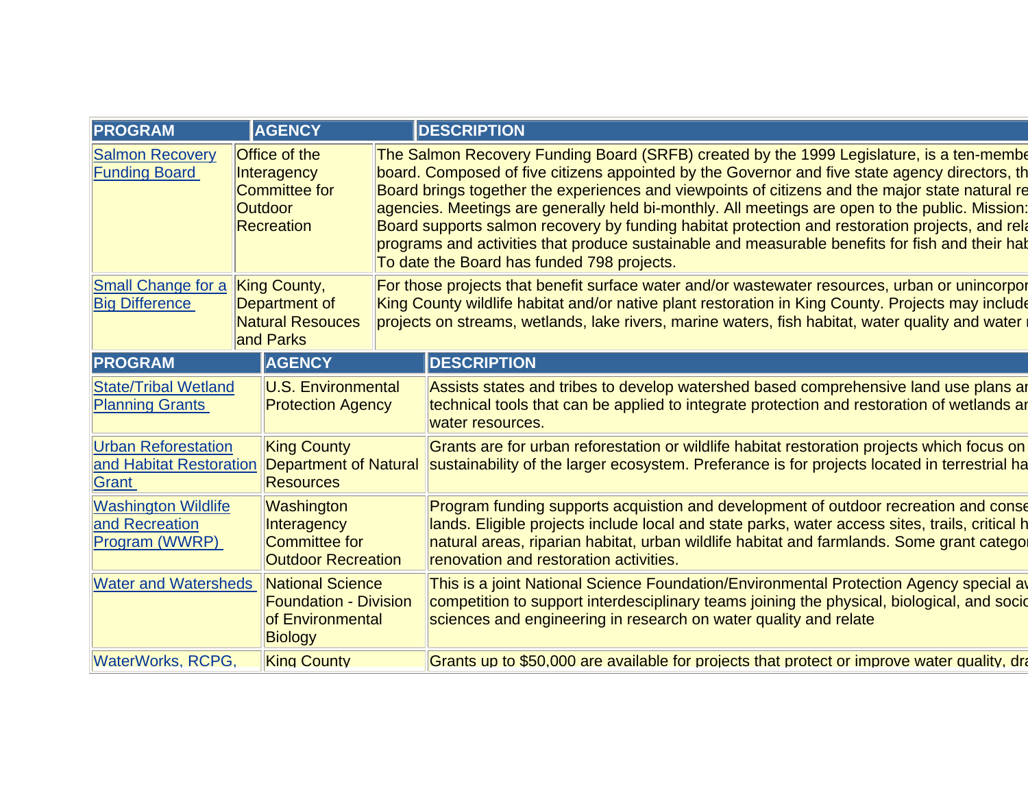| PROGRAM | AGENCY | DESCRIPTION |
|---|---|---|
| Salmon Recovery Funding Board | Office of the Interagency Committee for Outdoor Recreation | The Salmon Recovery Funding Board (SRFB) created by the 1999 Legislature, is a ten-membe board. Composed of five citizens appointed by the Governor and five state agency directors, th Board brings together the experiences and viewpoints of citizens and the major state natural re agencies. Meetings are generally held bi-monthly. All meetings are open to the public. Mission: Board supports salmon recovery by funding habitat protection and restoration projects, and rela programs and activities that produce sustainable and measurable benefits for fish and their hab To date the Board has funded 798 projects. |
| Small Change for a Big Difference | King County, Department of Natural Resouces and Parks | For those projects that benefit surface water and/or wastewater resources, urban or unincorpor King County wildlife habitat and/or native plant restoration in King County. Projects may include projects on streams, wetlands, lake rivers, marine waters, fish habitat, water quality and water r |
| State/Tribal Wetland Planning Grants | U.S. Environmental Protection Agency | Assists states and tribes to develop watershed based comprehensive land use plans ar technical tools that can be applied to integrate protection and restoration of wetlands ar water resources. |
| Urban Reforestation and Habitat Restoration Grant | King County Department of Natural Resources | Grants are for urban reforestation or wildlife habitat restoration projects which focus on sustainability of the larger ecosystem. Preferance is for projects located in terrestrial ha |
| Washington Wildlife and Recreation Program (WWRP) | Washington Interagency Committee for Outdoor Recreation | Program funding supports acquistion and development of outdoor recreation and conse lands. Eligible projects include local and state parks, water access sites, trails, critical h natural areas, riparian habitat, urban wildlife habitat and farmlands. Some grant categor renovation and restoration activities. |
| Water and Watersheds | National Science Foundation - Division of Environmental Biology | This is a joint National Science Foundation/Environmental Protection Agency special av competition to support interdesciplinary teams joining the physical, biological, and socio sciences and engineering in research on water quality and relate |
| WaterWorks, RCPG, | King County | Grants up to $50,000 are available for projects that protect or improve water quality, dra |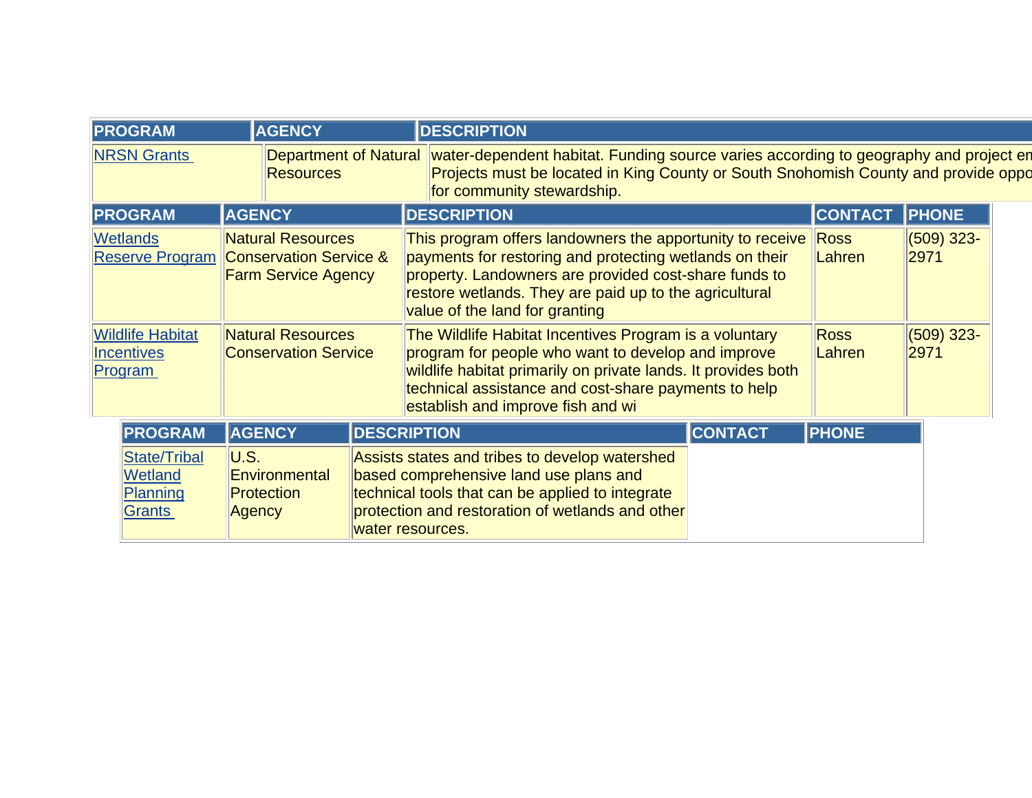| PROGRAM | AGENCY | DESCRIPTION |
|---|---|---|
| NRSN Grants | Department of Natural Resources | water-dependent habitat. Funding source varies according to geography and project en Projects must be located in King County or South Snohomish County and provide oppo for community stewardship. |

| PROGRAM | AGENCY | DESCRIPTION | CONTACT | PHONE |
|---|---|---|---|---|
| Wetlands Reserve Program | Natural Resources Conservation Service & Farm Service Agency | This program offers landowners the apportunity to receive payments for restoring and protecting wetlands on their property. Landowners are provided cost-share funds to restore wetlands. They are paid up to the agricultural value of the land for granting | Ross Lahren | (509) 323-2971 |
| Wildlife Habitat Incentives Program | Natural Resources Conservation Service | The Wildlife Habitat Incentives Program is a voluntary program for people who want to develop and improve wildlife habitat primarily on private lands. It provides both technical assistance and cost-share payments to help establish and improve fish and wi | Ross Lahren | (509) 323-2971 |

| PROGRAM | AGENCY | DESCRIPTION | CONTACT | PHONE |
|---|---|---|---|---|
| State/Tribal Wetland Planning Grants | U.S. Environmental Protection Agency | Assists states and tribes to develop watershed based comprehensive land use plans and technical tools that can be applied to integrate protection and restoration of wetlands and other water resources. | | |